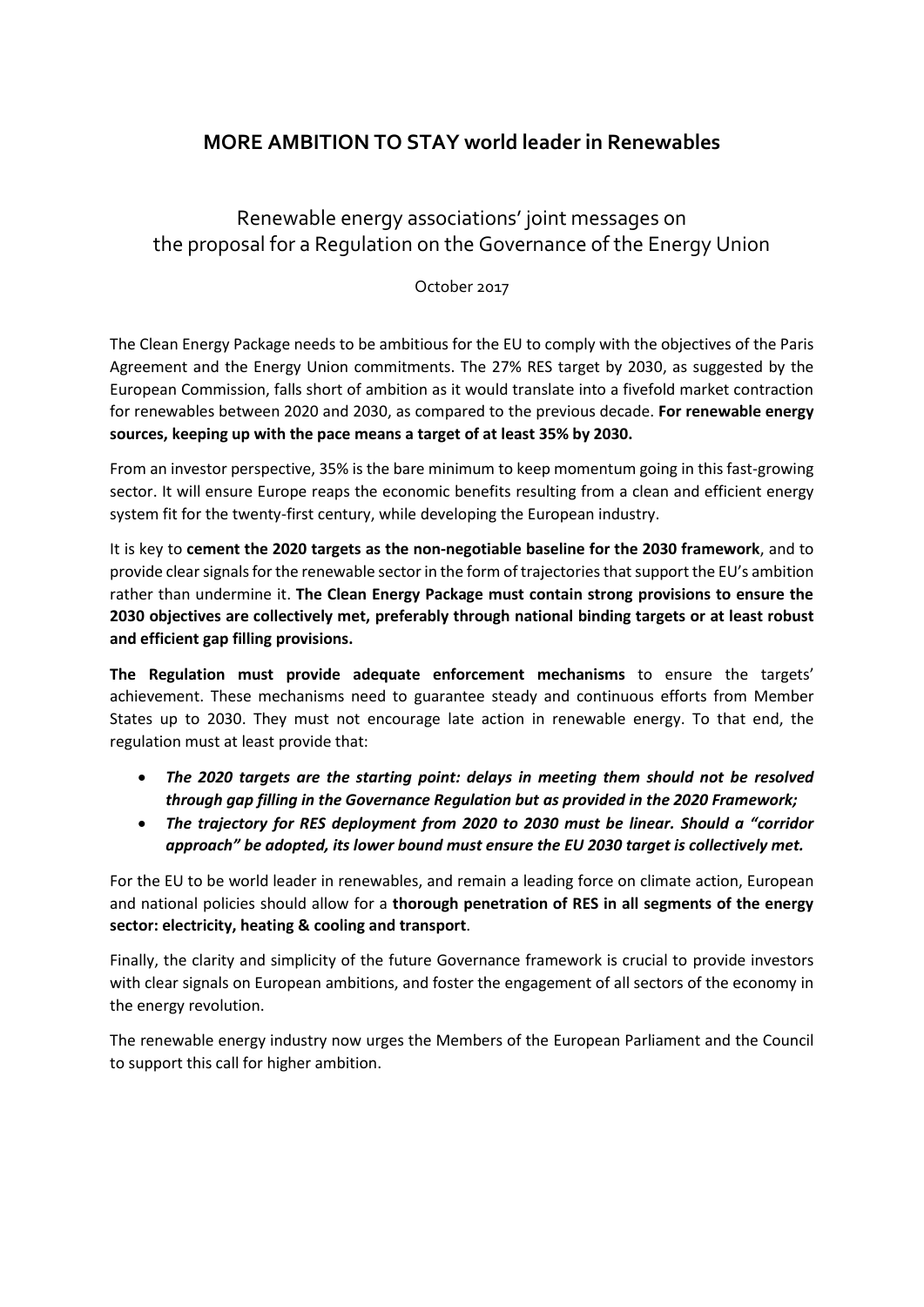# MORE AMBITION TO STAY world leader in Renewables

## Renewable energy associations' joint messages on the proposal for a Regulation on the Governance of the Energy Union

October 2017

The Clean Energy Package needs to be ambitious for the EU to comply with the objectives of the Paris Agreement and the Energy Union commitments. The 27% RES target by 2030, as suggested by the European Commission, falls short of ambition as it would translate into a fivefold market contraction for renewables between 2020 and 2030, as compared to the previous decade. **For renewable energy sources, keeping up with the pace means a target of at least 35% by 2030.**

From an investor perspective, 35% is the bare minimum to keep momentum going in this fast-growing sector. It will ensure Europe reaps the economic benefits resulting from a clean and efficient energy system fit for the twenty-first century, while developing the European industry.

It is key to **cement the 2020 targets as the non-negotiable baseline for the 2030 framework**, and to provide clear signals for the renewable sector in the form of trajectories that support the EU's ambition rather than undermine it. **The Clean Energy Package must contain strong provisions to ensure the 2030 objectives are collectively met, preferably through national binding targets or at least robust and efficient gap filling provisions.**

**The Regulation must provide adequate enforcement mechanisms** to ensure the targets' achievement. These mechanisms need to guarantee steady and continuous efforts from Member States up to 2030. They must not encourage late action in renewable energy. To that end, the regulation must at least provide that:

- ***The 2020 targets are the starting point: delays in meeting them should not be resolved through gap filling in the Governance Regulation but as provided in the 2020 Framework;***
- ***The trajectory for RES deployment from 2020 to 2030 must be linear. Should a "corridor approach" be adopted, its lower bound must ensure the EU 2030 target is collectively met.***

For the EU to be world leader in renewables, and remain a leading force on climate action, European and national policies should allow for a **thorough penetration of RES in all segments of the energy sector: electricity, heating & cooling and transport**.

Finally, the clarity and simplicity of the future Governance framework is crucial to provide investors with clear signals on European ambitions, and foster the engagement of all sectors of the economy in the energy revolution.

The renewable energy industry now urges the Members of the European Parliament and the Council to support this call for higher ambition.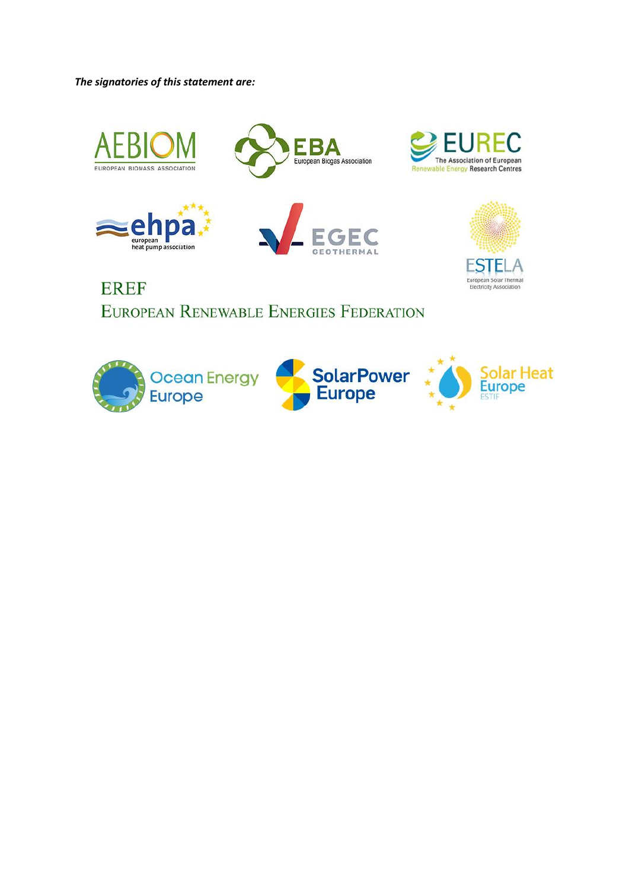***The signatories of this statement are:***

AEBIOM
EUROPEAN BIOMASS ASSOCIATION

EBA
European Biogas Association

EUREC
The Association of European Renewable Energy Research Centres

ehpa
european heat pump association

EGEC
GEOTHERMAL

ESTELA
European Solar Thermal Electricity Association

EREF
EUROPEAN RENEWABLE ENERGIES FEDERATION

Ocean Energy Europe

SolarPower Europe

Solar Heat Europe
ESTIF